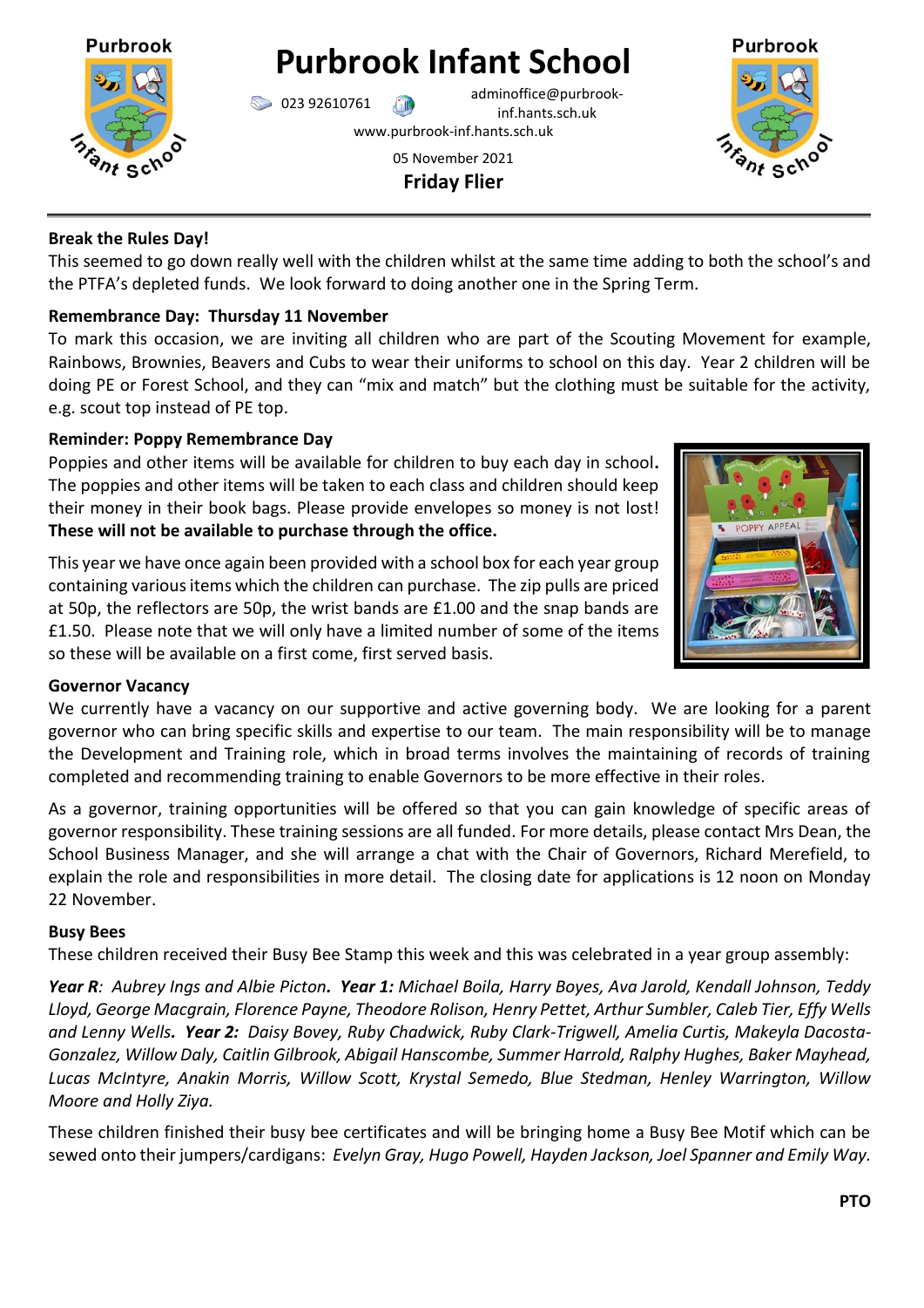# Purbrook Infant School

023 92610761 adminoffice@purbrook-inf.hants.sch.uk

www.purbrook-inf.hants.sch.uk

05 November 2021

**Friday Flier**

---

**Break the Rules Day!**

This seemed to go down really well with the children whilst at the same time adding to both the school's and the PTFA's depleted funds. We look forward to doing another one in the Spring Term.

**Remembrance Day: Thursday 11 November**

To mark this occasion, we are inviting all children who are part of the Scouting Movement for example, Rainbows, Brownies, Beavers and Cubs to wear their uniforms to school on this day. Year 2 children will be doing PE or Forest School, and they can "mix and match" but the clothing must be suitable for the activity, e.g. scout top instead of PE top.

**Reminder: Poppy Remembrance Day**

Poppies and other items will be available for children to buy each day in school**.** The poppies and other items will be taken to each class and children should keep their money in their book bags. Please provide envelopes so money is not lost! **These will not be available to purchase through the office.**

This year we have once again been provided with a school box for each year group containing various items which the children can purchase. The zip pulls are priced at 50p, the reflectors are 50p, the wrist bands are £1.00 and the snap bands are £1.50. Please note that we will only have a limited number of some of the items so these will be available on a first come, first served basis.

**Governor Vacancy**

We currently have a vacancy on our supportive and active governing body. We are looking for a parent governor who can bring specific skills and expertise to our team. The main responsibility will be to manage the Development and Training role, which in broad terms involves the maintaining of records of training completed and recommending training to enable Governors to be more effective in their roles.

As a governor, training opportunities will be offered so that you can gain knowledge of specific areas of governor responsibility. These training sessions are all funded. For more details, please contact Mrs Dean, the School Business Manager, and she will arrange a chat with the Chair of Governors, Richard Merefield, to explain the role and responsibilities in more detail. The closing date for applications is 12 noon on Monday 22 November.

**Busy Bees**

These children received their Busy Bee Stamp this week and this was celebrated in a year group assembly:

***Year R****: Aubrey Ings and Albie Picton****.*** ***Year 1:*** *Michael Boila, Harry Boyes, Ava Jarold, Kendall Johnson, Teddy Lloyd, George Macgrain, Florence Payne, Theodore Rolison, Henry Pettet, Arthur Sumbler, Caleb Tier, Effy Wells and Lenny Wells****.*** ***Year 2:*** *Daisy Bovey, Ruby Chadwick, Ruby Clark-Trigwell, Amelia Curtis, Makeyla Dacosta-Gonzalez, Willow Daly, Caitlin Gilbrook, Abigail Hanscombe, Summer Harrold, Ralphy Hughes, Baker Mayhead, Lucas McIntyre, Anakin Morris, Willow Scott, Krystal Semedo, Blue Stedman, Henley Warrington, Willow Moore and Holly Ziya.*

These children finished their busy bee certificates and will be bringing home a Busy Bee Motif which can be sewed onto their jumpers/cardigans: *Evelyn Gray, Hugo Powell, Hayden Jackson, Joel Spanner and Emily Way.*

**PTO**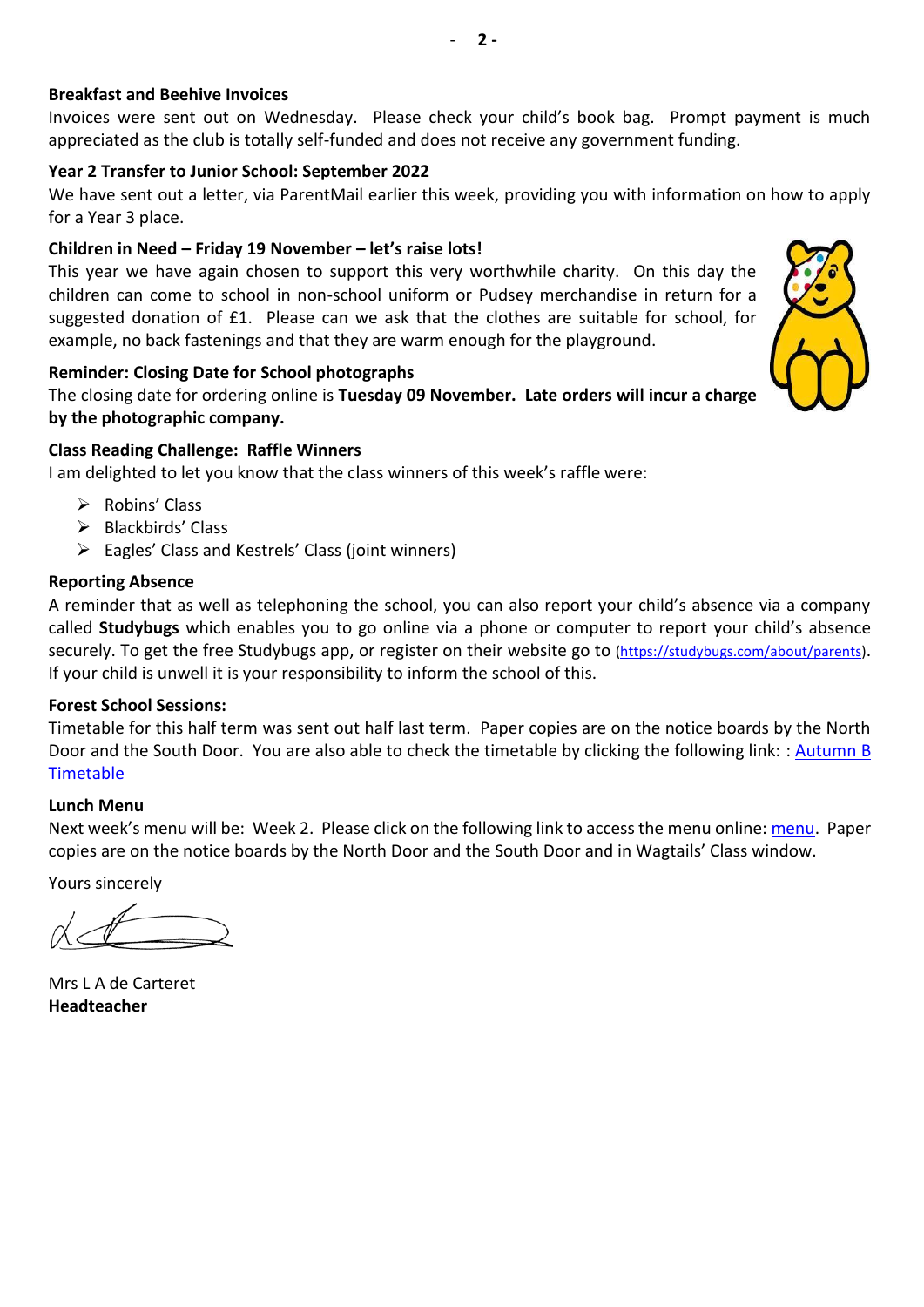**Breakfast and Beehive Invoices**

Invoices were sent out on Wednesday. Please check your child's book bag. Prompt payment is much appreciated as the club is totally self-funded and does not receive any government funding.

**Year 2 Transfer to Junior School: September 2022**

We have sent out a letter, via ParentMail earlier this week, providing you with information on how to apply for a Year 3 place.

**Children in Need – Friday 19 November – let's raise lots!**

This year we have again chosen to support this very worthwhile charity. On this day the children can come to school in non-school uniform or Pudsey merchandise in return for a suggested donation of £1. Please can we ask that the clothes are suitable for school, for example, no back fastenings and that they are warm enough for the playground.

**Reminder: Closing Date for School photographs**

The closing date for ordering online is **Tuesday 09 November. Late orders will incur a charge by the photographic company.**

**Class Reading Challenge: Raffle Winners**

I am delighted to let you know that the class winners of this week's raffle were:

- Robins' Class
- Blackbirds' Class
- Eagles' Class and Kestrels' Class (joint winners)

**Reporting Absence**

A reminder that as well as telephoning the school, you can also report your child's absence via a company called **Studybugs** which enables you to go online via a phone or computer to report your child's absence securely. To get the free Studybugs app, or register on their website go to (https://studybugs.com/about/parents). If your child is unwell it is your responsibility to inform the school of this.

**Forest School Sessions:**

Timetable for this half term was sent out half last term. Paper copies are on the notice boards by the North Door and the South Door. You are also able to check the timetable by clicking the following link: : Autumn B Timetable

**Lunch Menu**

Next week's menu will be: Week 2. Please click on the following link to access the menu online: menu. Paper copies are on the notice boards by the North Door and the South Door and in Wagtails' Class window.

Yours sincerely

Mrs L A de Carteret
**Headteacher**